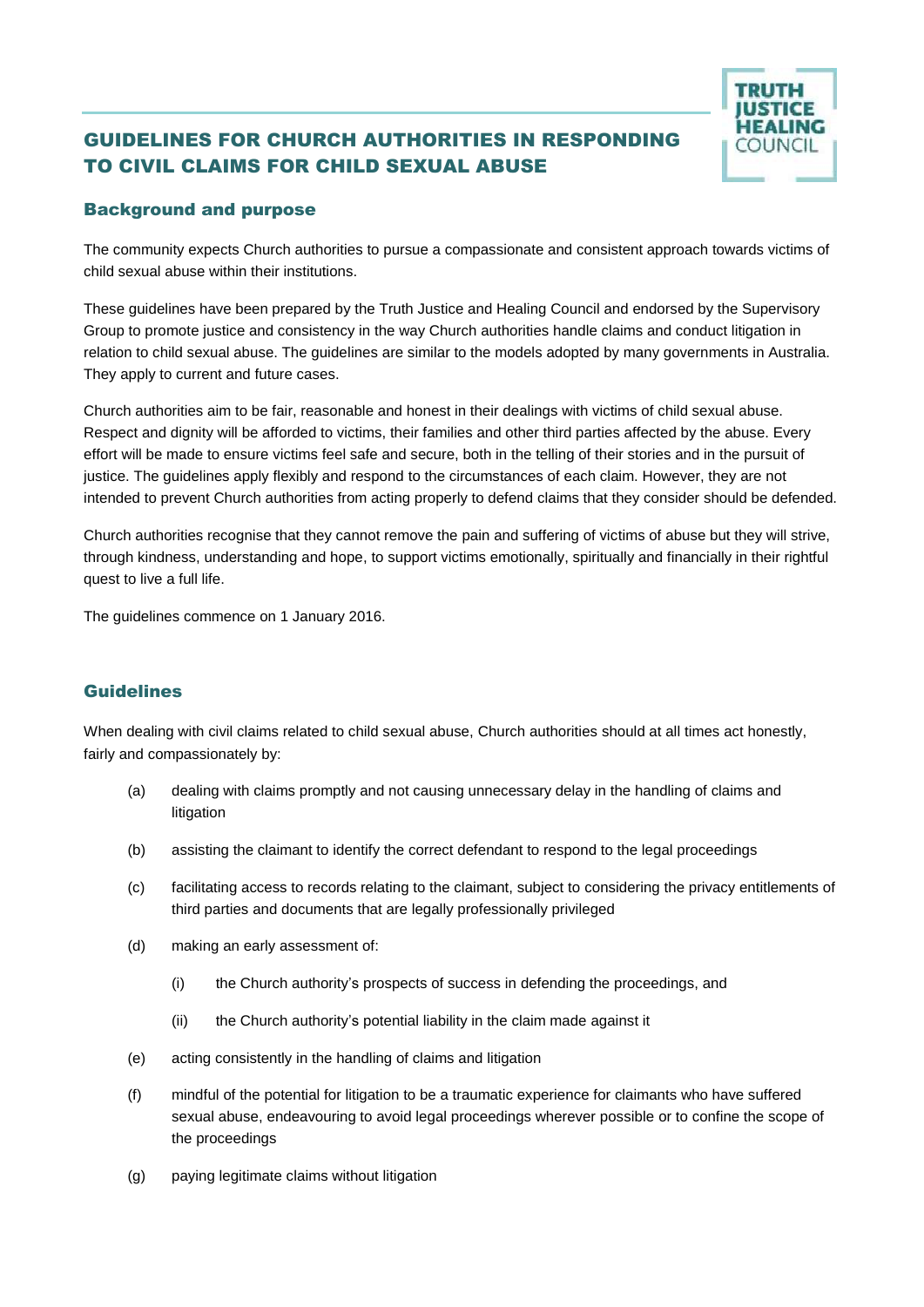# GUIDELINES FOR CHURCH AUTHORITIES IN RESPONDING TO CIVIL CLAIMS FOR CHILD SEXUAL ABUSE

TRUTH JUSTICE HEALING COUNCIL

## Background and purpose

The community expects Church authorities to pursue a compassionate and consistent approach towards victims of child sexual abuse within their institutions.

These guidelines have been prepared by the Truth Justice and Healing Council and endorsed by the Supervisory Group to promote justice and consistency in the way Church authorities handle claims and conduct litigation in relation to child sexual abuse. The guidelines are similar to the models adopted by many governments in Australia. They apply to current and future cases.

Church authorities aim to be fair, reasonable and honest in their dealings with victims of child sexual abuse. Respect and dignity will be afforded to victims, their families and other third parties affected by the abuse. Every effort will be made to ensure victims feel safe and secure, both in the telling of their stories and in the pursuit of justice. The guidelines apply flexibly and respond to the circumstances of each claim. However, they are not intended to prevent Church authorities from acting properly to defend claims that they consider should be defended.

Church authorities recognise that they cannot remove the pain and suffering of victims of abuse but they will strive, through kindness, understanding and hope, to support victims emotionally, spiritually and financially in their rightful quest to live a full life.

The guidelines commence on 1 January 2016.

## Guidelines

When dealing with civil claims related to child sexual abuse, Church authorities should at all times act honestly, fairly and compassionately by:

(a) dealing with claims promptly and not causing unnecessary delay in the handling of claims and litigation

(b) assisting the claimant to identify the correct defendant to respond to the legal proceedings

(c) facilitating access to records relating to the claimant, subject to considering the privacy entitlements of third parties and documents that are legally professionally privileged

(d) making an early assessment of:

  (i) the Church authority's prospects of success in defending the proceedings, and

  (ii) the Church authority's potential liability in the claim made against it

(e) acting consistently in the handling of claims and litigation

(f) mindful of the potential for litigation to be a traumatic experience for claimants who have suffered sexual abuse, endeavouring to avoid legal proceedings wherever possible or to confine the scope of the proceedings

(g) paying legitimate claims without litigation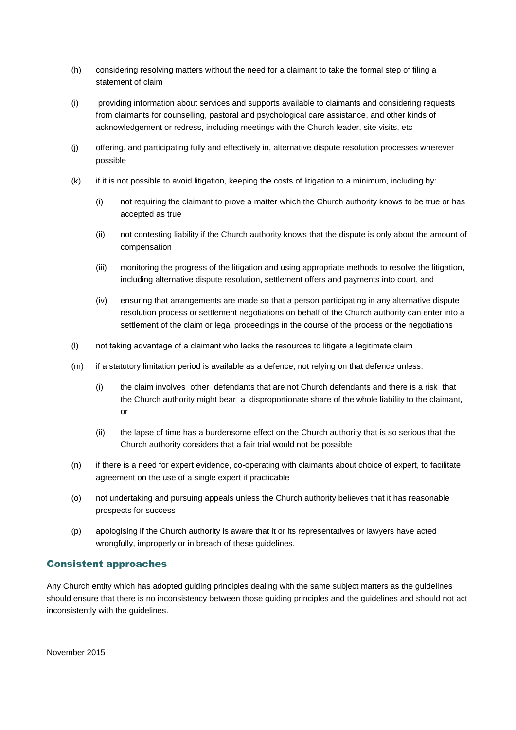(h) considering resolving matters without the need for a claimant to take the formal step of filing a statement of claim

(i) providing information about services and supports available to claimants and considering requests from claimants for counselling, pastoral and psychological care assistance, and other kinds of acknowledgement or redress, including meetings with the Church leader, site visits, etc

(j) offering, and participating fully and effectively in, alternative dispute resolution processes wherever possible

(k) if it is not possible to avoid litigation, keeping the costs of litigation to a minimum, including by:

  (i) not requiring the claimant to prove a matter which the Church authority knows to be true or has accepted as true

  (ii) not contesting liability if the Church authority knows that the dispute is only about the amount of compensation

  (iii) monitoring the progress of the litigation and using appropriate methods to resolve the litigation, including alternative dispute resolution, settlement offers and payments into court, and

  (iv) ensuring that arrangements are made so that a person participating in any alternative dispute resolution process or settlement negotiations on behalf of the Church authority can enter into a settlement of the claim or legal proceedings in the course of the process or the negotiations

(l) not taking advantage of a claimant who lacks the resources to litigate a legitimate claim

(m) if a statutory limitation period is available as a defence, not relying on that defence unless:

  (i) the claim involves other defendants that are not Church defendants and there is a risk that the Church authority might bear a disproportionate share of the whole liability to the claimant, or

  (ii) the lapse of time has a burdensome effect on the Church authority that is so serious that the Church authority considers that a fair trial would not be possible

(n) if there is a need for expert evidence, co-operating with claimants about choice of expert, to facilitate agreement on the use of a single expert if practicable

(o) not undertaking and pursuing appeals unless the Church authority believes that it has reasonable prospects for success

(p) apologising if the Church authority is aware that it or its representatives or lawyers have acted wrongfully, improperly or in breach of these guidelines.

## Consistent approaches

Any Church entity which has adopted guiding principles dealing with the same subject matters as the guidelines should ensure that there is no inconsistency between those guiding principles and the guidelines and should not act inconsistently with the guidelines.

November 2015